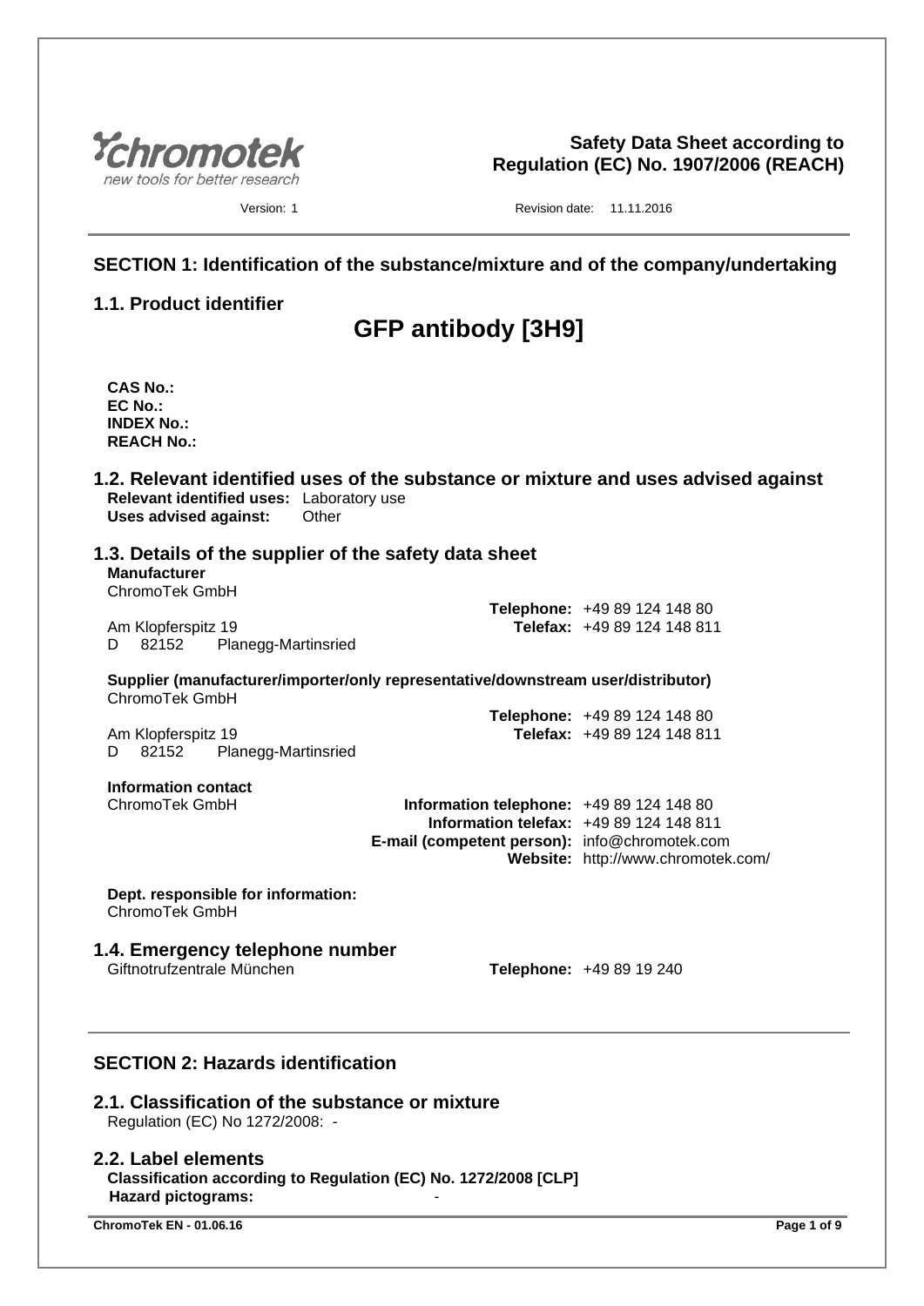chromotek
new tools for better research

**Safety Data Sheet according to Regulation (EC) No. 1907/2006 (REACH)**

Version: 1 Revision date: 11.11.2016

## SECTION 1: Identification of the substance/mixture and of the company/undertaking

### 1.1. Product identifier

# GFP antibody [3H9]

**CAS No.:**
**EC No.:**
**INDEX No.:**
**REACH No.:**

### 1.2. Relevant identified uses of the substance or mixture and uses advised against

**Relevant identified uses:** Laboratory use
**Uses advised against:** Other

### 1.3. Details of the supplier of the safety data sheet

**Manufacturer**
ChromoTek GmbH
Am Klopferspitz 19
D 82152 Planegg-Martinsried

**Telephone:** +49 89 124 148 80
**Telefax:** +49 89 124 148 811

**Supplier (manufacturer/importer/only representative/downstream user/distributor)**
ChromoTek GmbH
Am Klopferspitz 19
D 82152 Planegg-Martinsried

**Telephone:** +49 89 124 148 80
**Telefax:** +49 89 124 148 811

**Information contact**
ChromoTek GmbH

**Information telephone:** +49 89 124 148 80
**Information telefax:** +49 89 124 148 811
**E-mail (competent person):** info@chromotek.com
**Website:** http://www.chromotek.com/

**Dept. responsible for information:**
ChromoTek GmbH

### 1.4. Emergency telephone number

Giftnotrufzentrale München **Telephone:** +49 89 19 240

## SECTION 2: Hazards identification

### 2.1. Classification of the substance or mixture

Regulation (EC) No 1272/2008: -

### 2.2. Label elements

**Classification according to Regulation (EC) No. 1272/2008 [CLP]**
**Hazard pictograms:** -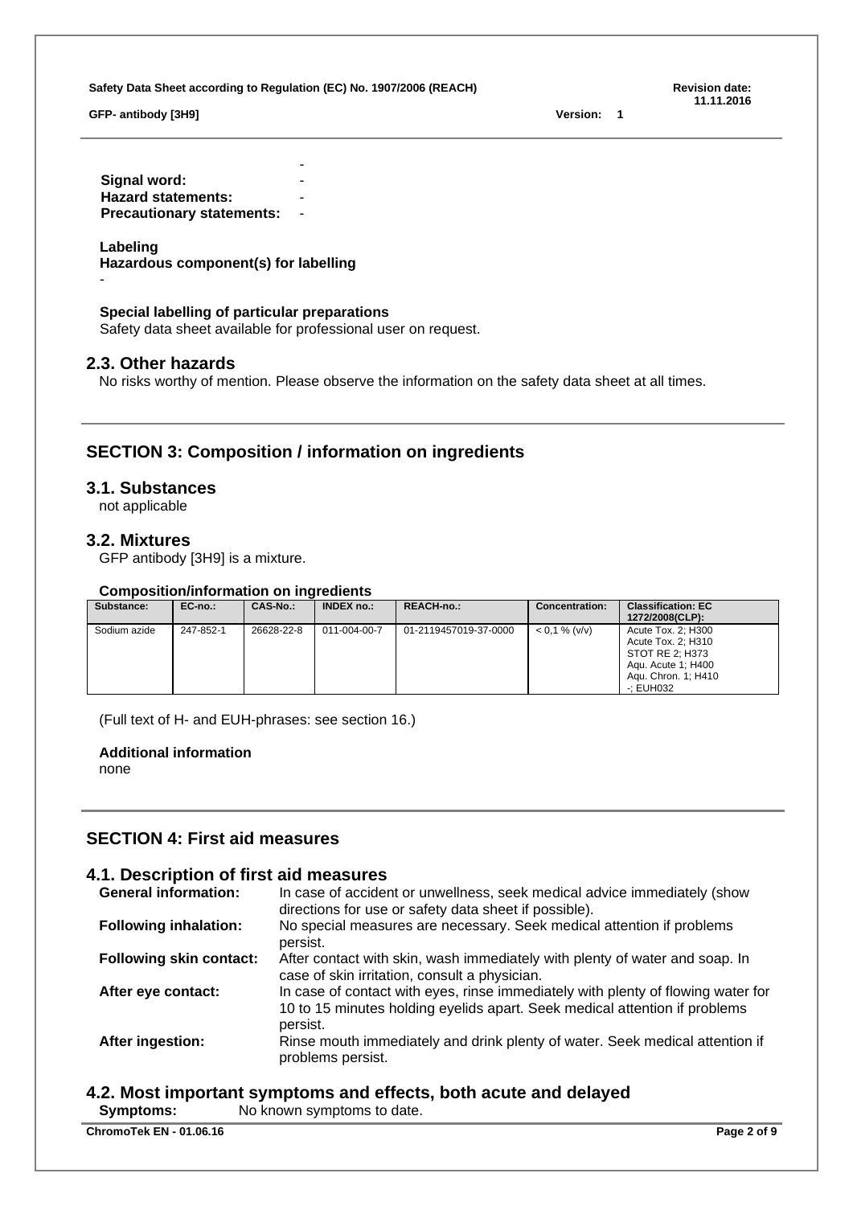-

**Signal word:** -
**Hazard statements:** -
**Precautionary statements:** -

**Labeling**
**Hazardous component(s) for labelling**
-

**Special labelling of particular preparations**
Safety data sheet available for professional user on request.

## 2.3. Other hazards

No risks worthy of mention. Please observe the information on the safety data sheet at all times.

# SECTION 3: Composition / information on ingredients

## 3.1. Substances

not applicable

## 3.2. Mixtures

GFP antibody [3H9] is a mixture.

**Composition/information on ingredients**

| Substance: | EC-no.: | CAS-No.: | INDEX no.: | REACH-no.: | Concentration: | Classification: EC 1272/2008(CLP): |
|---|---|---|---|---|---|---|
| Sodium azide | 247-852-1 | 26628-22-8 | 011-004-00-7 | 01-2119457019-37-0000 | < 0,1 % (v/v) | Acute Tox. 2; H300<br>Acute Tox. 2; H310<br>STOT RE 2; H373<br>Aqu. Acute 1; H400<br>Aqu. Chron. 1; H410<br>-; EUH032 |

(Full text of H- and EUH-phrases: see section 16.)

**Additional information**
none

# SECTION 4: First aid measures

## 4.1. Description of first aid measures

**General information:** In case of accident or unwellness, seek medical advice immediately (show directions for use or safety data sheet if possible).

**Following inhalation:** No special measures are necessary. Seek medical attention if problems persist.

**Following skin contact:** After contact with skin, wash immediately with plenty of water and soap. In case of skin irritation, consult a physician.

**After eye contact:** In case of contact with eyes, rinse immediately with plenty of flowing water for 10 to 15 minutes holding eyelids apart. Seek medical attention if problems persist.

**After ingestion:** Rinse mouth immediately and drink plenty of water. Seek medical attention if problems persist.

## 4.2. Most important symptoms and effects, both acute and delayed

**Symptoms:** No known symptoms to date.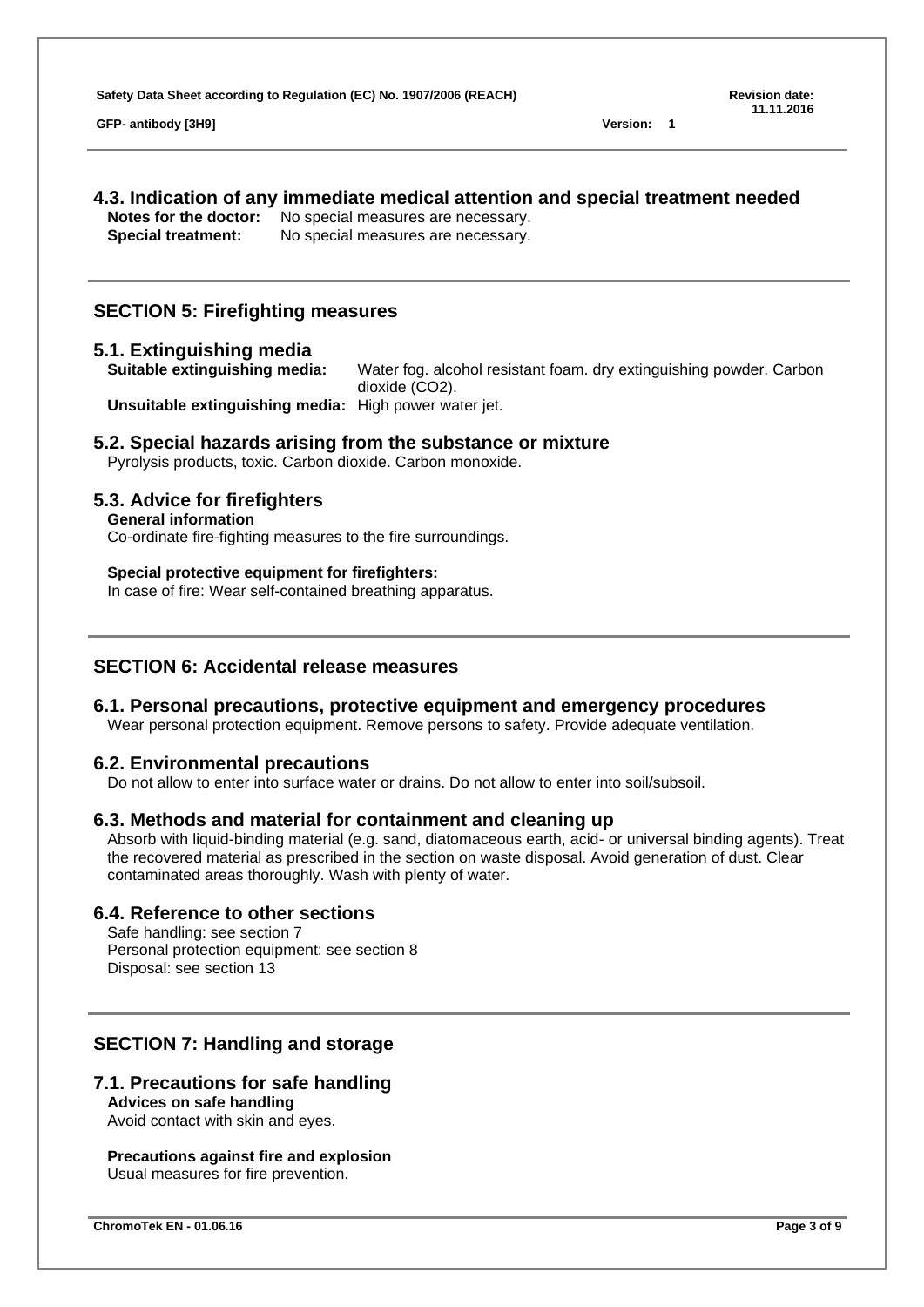### 4.3. Indication of any immediate medical attention and special treatment needed

**Notes for the doctor:** No special measures are necessary.
**Special treatment:** No special measures are necessary.

## SECTION 5: Firefighting measures

### 5.1. Extinguishing media

**Suitable extinguishing media:** Water fog. alcohol resistant foam. dry extinguishing powder. Carbon dioxide ($CO_2$).
**Unsuitable extinguishing media:** High power water jet.

### 5.2. Special hazards arising from the substance or mixture

Pyrolysis products, toxic. Carbon dioxide. Carbon monoxide.

### 5.3. Advice for firefighters

**General information**

Co-ordinate fire-fighting measures to the fire surroundings.

**Special protective equipment for firefighters:**

In case of fire: Wear self-contained breathing apparatus.

## SECTION 6: Accidental release measures

### 6.1. Personal precautions, protective equipment and emergency procedures

Wear personal protection equipment. Remove persons to safety. Provide adequate ventilation.

### 6.2. Environmental precautions

Do not allow to enter into surface water or drains. Do not allow to enter into soil/subsoil.

### 6.3. Methods and material for containment and cleaning up

Absorb with liquid-binding material (e.g. sand, diatomaceous earth, acid- or universal binding agents). Treat the recovered material as prescribed in the section on waste disposal. Avoid generation of dust. Clear contaminated areas thoroughly. Wash with plenty of water.

### 6.4. Reference to other sections

Safe handling: see section 7
Personal protection equipment: see section 8
Disposal: see section 13

## SECTION 7: Handling and storage

### 7.1. Precautions for safe handling

**Advices on safe handling**

Avoid contact with skin and eyes.

**Precautions against fire and explosion**

Usual measures for fire prevention.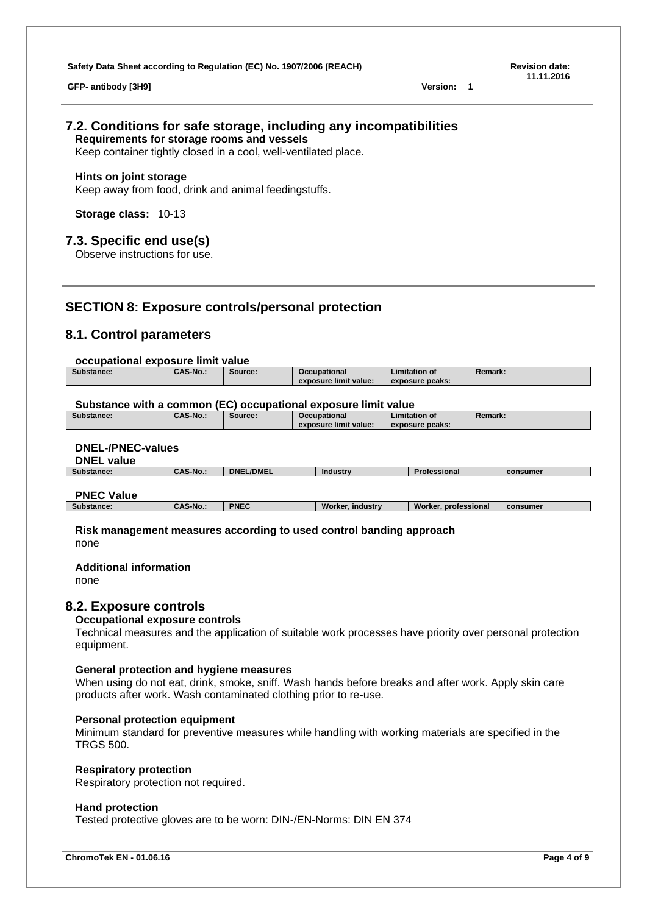## 7.2. Conditions for safe storage, including any incompatibilities

**Requirements for storage rooms and vessels**

Keep container tightly closed in a cool, well-ventilated place.

**Hints on joint storage**

Keep away from food, drink and animal feedingstuffs.

**Storage class:** 10-13

## 7.3. Specific end use(s)

Observe instructions for use.

# SECTION 8: Exposure controls/personal protection

## 8.1. Control parameters

**occupational exposure limit value**

| Substance: | CAS-No.: | Source: | Occupational exposure limit value: | Limitation of exposure peaks: | Remark: |
|---|---|---|---|---|---|

**Substance with a common (EC) occupational exposure limit value**

| Substance: | CAS-No.: | Source: | Occupational exposure limit value: | Limitation of exposure peaks: | Remark: |
|---|---|---|---|---|---|

**DNEL-/PNEC-values**

**DNEL value**

| Substance: | CAS-No.: | DNEL/DMEL | Industry | Professional | consumer |
|---|---|---|---|---|---|

**PNEC Value**

| Substance: | CAS-No.: | PNEC | Worker, industry | Worker, professional | consumer |
|---|---|---|---|---|---|

**Risk management measures according to used control banding approach**

none

**Additional information**

none

## 8.2. Exposure controls

**Occupational exposure controls**

Technical measures and the application of suitable work processes have priority over personal protection equipment.

**General protection and hygiene measures**

When using do not eat, drink, smoke, sniff. Wash hands before breaks and after work. Apply skin care products after work. Wash contaminated clothing prior to re-use.

**Personal protection equipment**

Minimum standard for preventive measures while handling with working materials are specified in the TRGS 500.

**Respiratory protection**

Respiratory protection not required.

**Hand protection**

Tested protective gloves are to be worn: DIN-/EN-Norms: DIN EN 374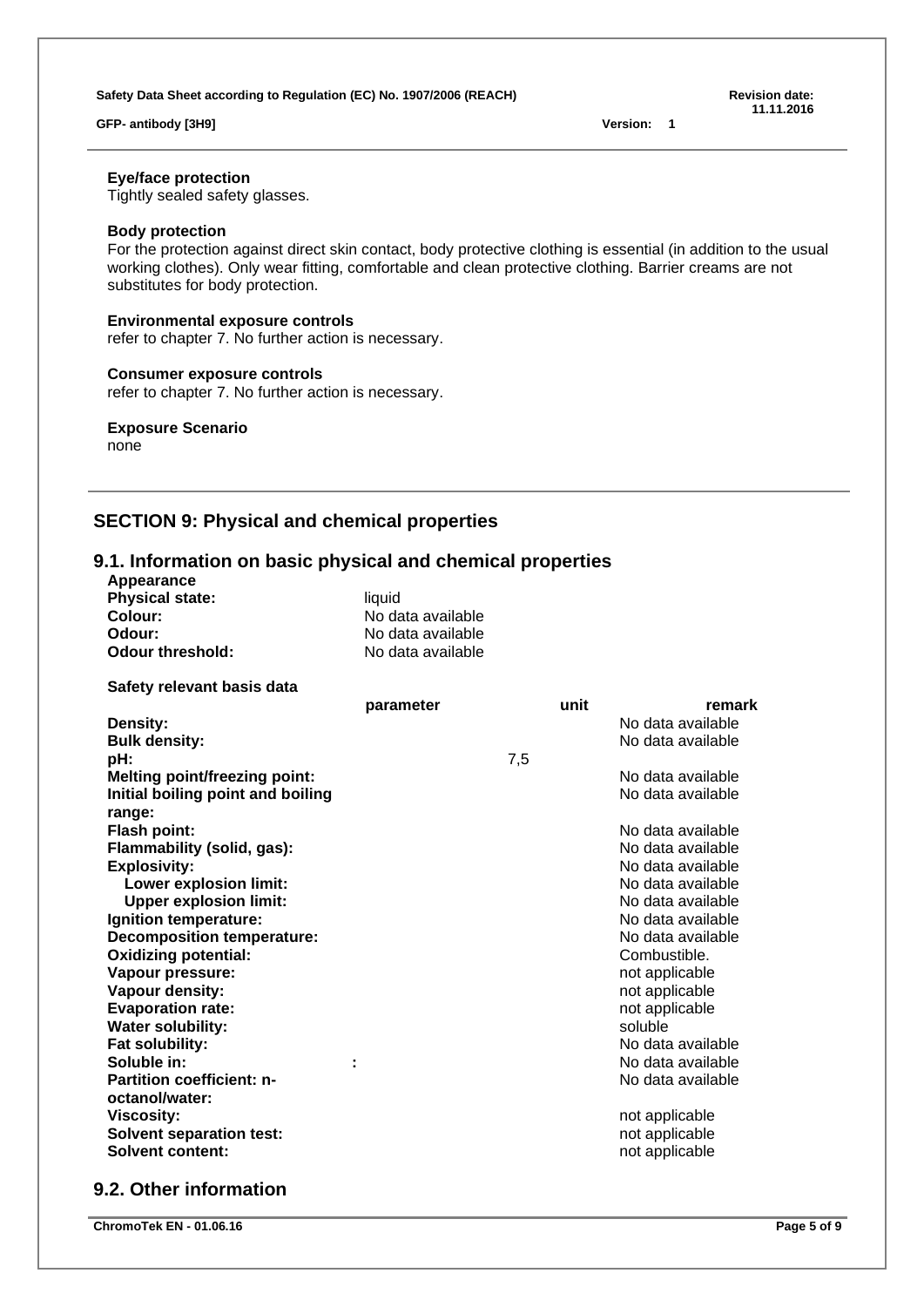**Eye/face protection**

Tightly sealed safety glasses.

**Body protection**

For the protection against direct skin contact, body protective clothing is essential (in addition to the usual working clothes). Only wear fitting, comfortable and clean protective clothing. Barrier creams are not substitutes for body protection.

**Environmental exposure controls**

refer to chapter 7. No further action is necessary.

**Consumer exposure controls**

refer to chapter 7. No further action is necessary.

**Exposure Scenario**

none

## SECTION 9: Physical and chemical properties

### 9.1. Information on basic physical and chemical properties

**Appearance**

| | |
|---|---|
| **Physical state:** | liquid |
| **Colour:** | No data available |
| **Odour:** | No data available |
| **Odour threshold:** | No data available |

**Safety relevant basis data**

| | parameter | unit | remark |
|---|---|---|---|
| **Density:** | | | No data available |
| **Bulk density:** | | | No data available |
| **pH:** | 7,5 | | |
| **Melting point/freezing point:** | | | No data available |
| **Initial boiling point and boiling range:** | | | No data available |
| **Flash point:** | | | No data available |
| **Flammability (solid, gas):** | | | No data available |
| **Explosivity:** | | | No data available |
| **Lower explosion limit:** | | | No data available |
| **Upper explosion limit:** | | | No data available |
| **Ignition temperature:** | | | No data available |
| **Decomposition temperature:** | | | No data available |
| **Oxidizing potential:** | | | Combustible. |
| **Vapour pressure:** | | | not applicable |
| **Vapour density:** | | | not applicable |
| **Evaporation rate:** | | | not applicable |
| **Water solubility:** | | | soluble |
| **Fat solubility:** | | | No data available |
| **Soluble in:** | : | | No data available |
| **Partition coefficient: n-octanol/water:** | | | No data available |
| **Viscosity:** | | | not applicable |
| **Solvent separation test:** | | | not applicable |
| **Solvent content:** | | | not applicable |

### 9.2. Other information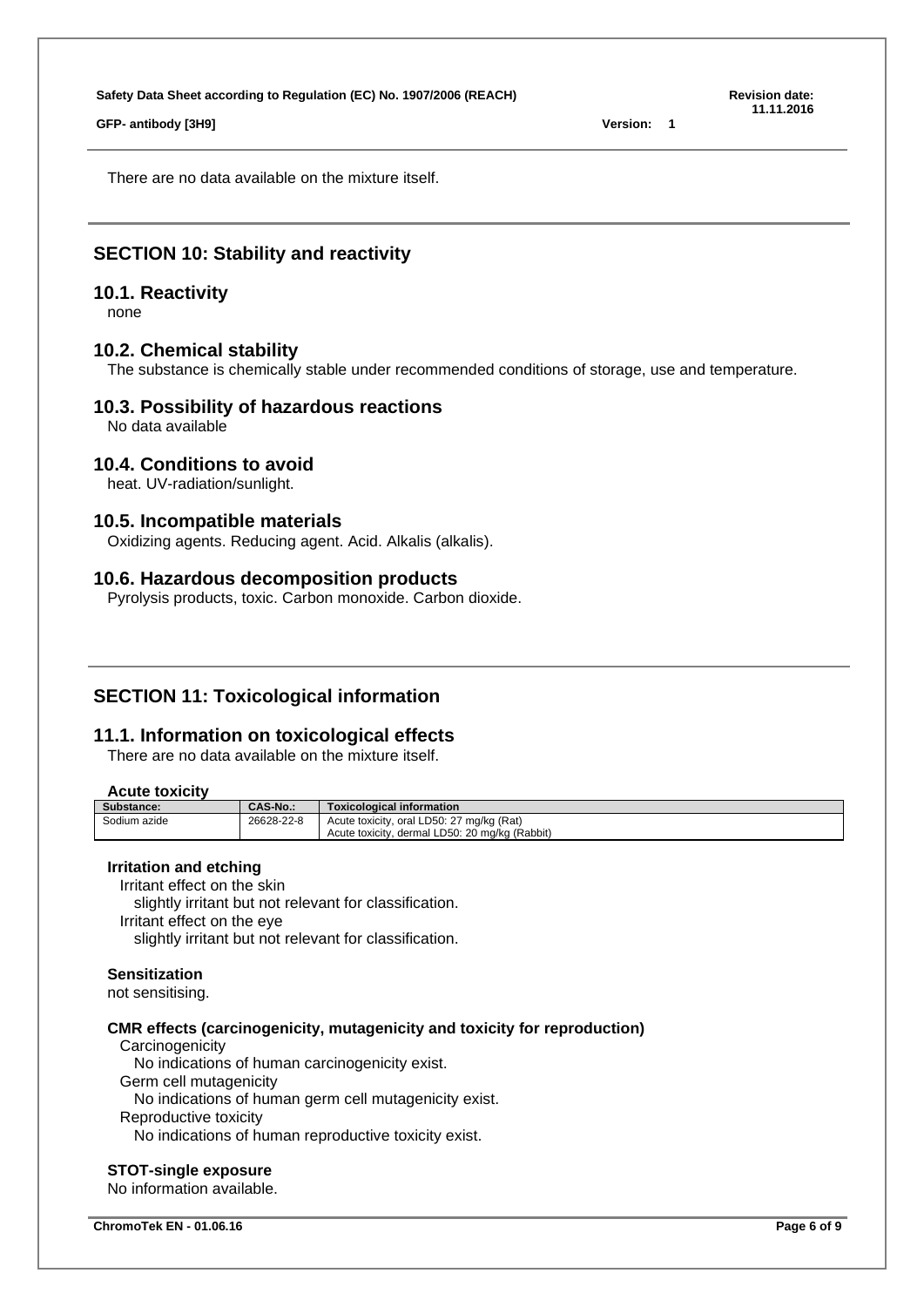There are no data available on the mixture itself.

## SECTION 10: Stability and reactivity

### 10.1. Reactivity

none

### 10.2. Chemical stability

The substance is chemically stable under recommended conditions of storage, use and temperature.

### 10.3. Possibility of hazardous reactions

No data available

### 10.4. Conditions to avoid

heat. UV-radiation/sunlight.

### 10.5. Incompatible materials

Oxidizing agents. Reducing agent. Acid. Alkalis (alkalis).

### 10.6. Hazardous decomposition products

Pyrolysis products, toxic. Carbon monoxide. Carbon dioxide.

## SECTION 11: Toxicological information

### 11.1. Information on toxicological effects

There are no data available on the mixture itself.

**Acute toxicity**

| Substance: | CAS-No.: | Toxicological information |
|---|---|---|
| Sodium azide | 26628-22-8 | Acute toxicity, oral LD50: 27 mg/kg (Rat)<br>Acute toxicity, dermal LD50: 20 mg/kg (Rabbit) |

**Irritation and etching**

Irritant effect on the skin
slightly irritant but not relevant for classification.
Irritant effect on the eye
slightly irritant but not relevant for classification.

**Sensitization**

not sensitising.

**CMR effects (carcinogenicity, mutagenicity and toxicity for reproduction)**

Carcinogenicity
No indications of human carcinogenicity exist.
Germ cell mutagenicity
No indications of human germ cell mutagenicity exist.
Reproductive toxicity
No indications of human reproductive toxicity exist.

**STOT-single exposure**

No information available.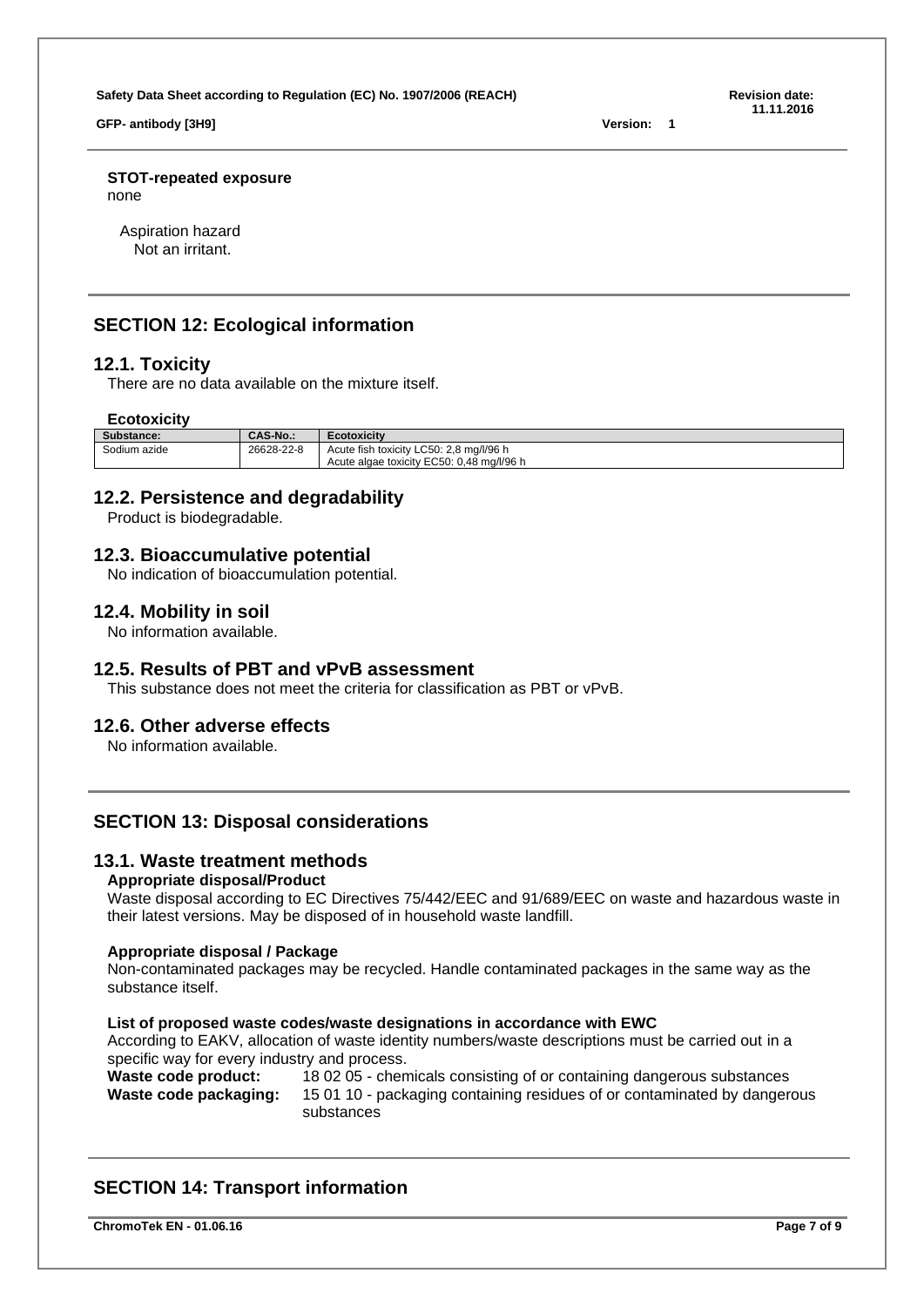**STOT-repeated exposure**
none

Aspiration hazard
Not an irritant.

## SECTION 12: Ecological information

### 12.1. Toxicity

There are no data available on the mixture itself.

**Ecotoxicity**

| Substance: | CAS-No.: | Ecotoxicity |
|---|---|---|
| Sodium azide | 26628-22-8 | Acute fish toxicity LC50: 2,8 mg/l/96 h<br>Acute algae toxicity EC50: 0,48 mg/l/96 h |

### 12.2. Persistence and degradability

Product is biodegradable.

### 12.3. Bioaccumulative potential

No indication of bioaccumulation potential.

### 12.4. Mobility in soil

No information available.

### 12.5. Results of PBT and vPvB assessment

This substance does not meet the criteria for classification as PBT or vPvB.

### 12.6. Other adverse effects

No information available.

## SECTION 13: Disposal considerations

### 13.1. Waste treatment methods

**Appropriate disposal/Product**

Waste disposal according to EC Directives 75/442/EEC and 91/689/EEC on waste and hazardous waste in their latest versions. May be disposed of in household waste landfill.

**Appropriate disposal / Package**

Non-contaminated packages may be recycled. Handle contaminated packages in the same way as the substance itself.

**List of proposed waste codes/waste designations in accordance with EWC**

According to EAKV, allocation of waste identity numbers/waste descriptions must be carried out in a specific way for every industry and process.

**Waste code product:** 18 02 05 - chemicals consisting of or containing dangerous substances

**Waste code packaging:** 15 01 10 - packaging containing residues of or contaminated by dangerous substances

## SECTION 14: Transport information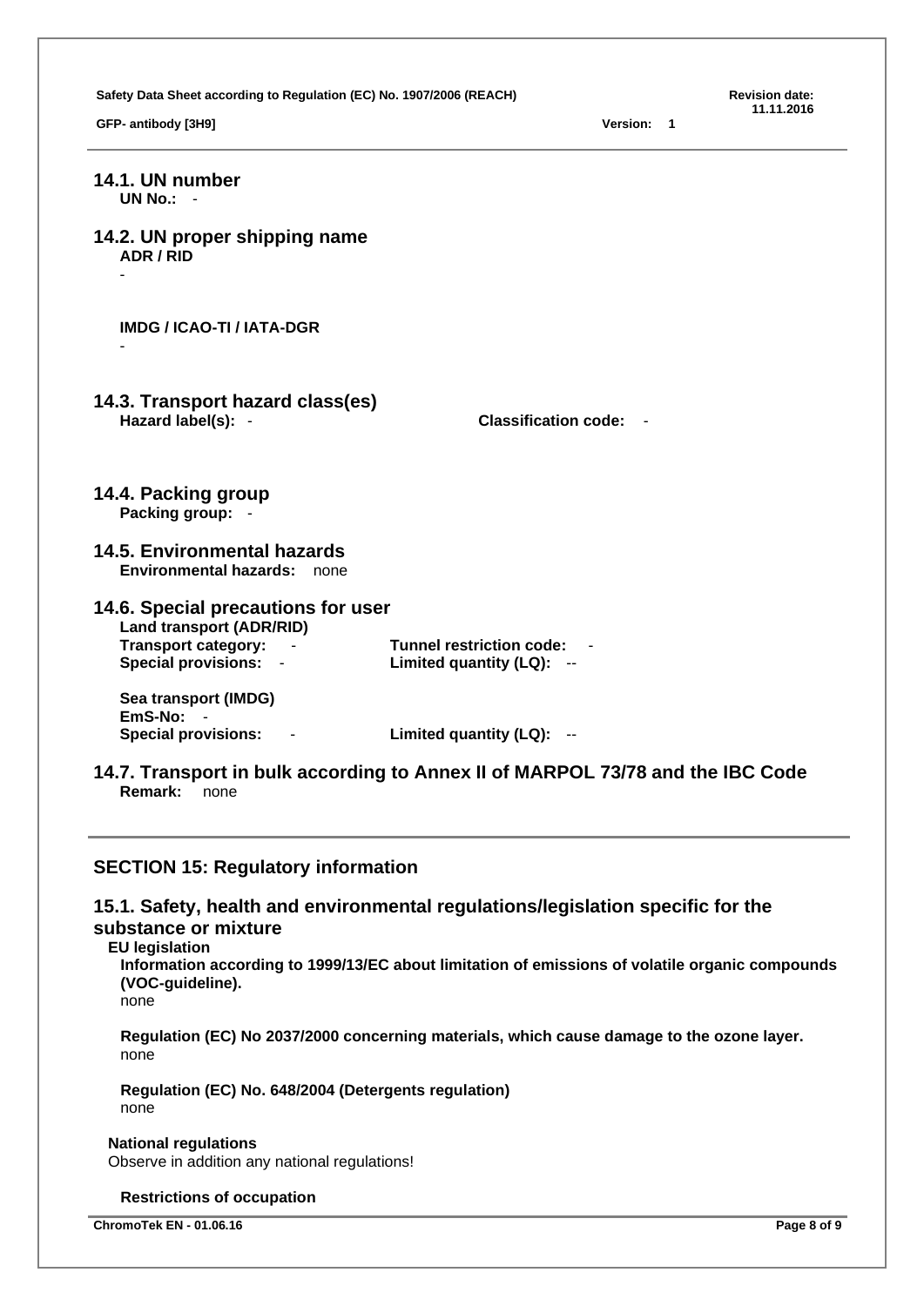### 14.1. UN number

**UN No.:** -

### 14.2. UN proper shipping name

**ADR / RID**

-

**IMDG / ICAO-TI / IATA-DGR**

-

### 14.3. Transport hazard class(es)

**Hazard label(s):** -

**Classification code:** -

### 14.4. Packing group

**Packing group:** -

### 14.5. Environmental hazards

**Environmental hazards:** none

### 14.6. Special precautions for user

**Land transport (ADR/RID)**

**Transport category:** -

**Tunnel restriction code:** -

**Special provisions:** -

**Limited quantity (LQ):** --

**Sea transport (IMDG)**

**EmS-No:** -

**Special provisions:** -

**Limited quantity (LQ):** --

### 14.7. Transport in bulk according to Annex II of MARPOL 73/78 and the IBC Code

**Remark:** none

## SECTION 15: Regulatory information

### 15.1. Safety, health and environmental regulations/legislation specific for the substance or mixture

**EU legislation**

**Information according to 1999/13/EC about limitation of emissions of volatile organic compounds (VOC-guideline).**

none

**Regulation (EC) No 2037/2000 concerning materials, which cause damage to the ozone layer.**

none

**Regulation (EC) No. 648/2004 (Detergents regulation)**

none

**National regulations**

Observe in addition any national regulations!

**Restrictions of occupation**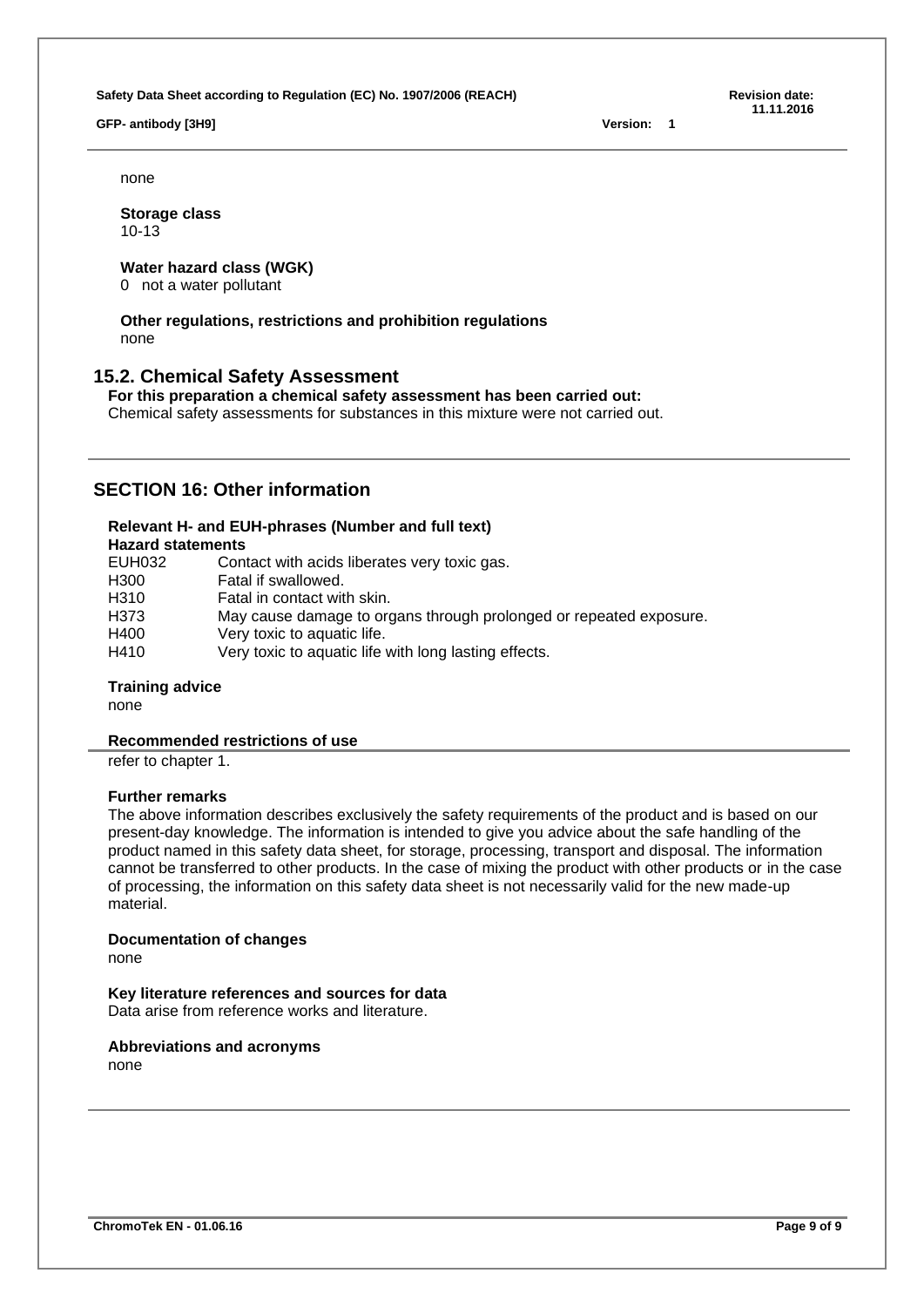none

**Storage class**
10-13

**Water hazard class (WGK)**
0 not a water pollutant

**Other regulations, restrictions and prohibition regulations**
none

## 15.2. Chemical Safety Assessment

**For this preparation a chemical safety assessment has been carried out:**
Chemical safety assessments for substances in this mixture were not carried out.

# SECTION 16: Other information

**Relevant H- and EUH-phrases (Number and full text)**

**Hazard statements**

| | |
|---|---|
| EUH032 | Contact with acids liberates very toxic gas. |
| H300 | Fatal if swallowed. |
| H310 | Fatal in contact with skin. |
| H373 | May cause damage to organs through prolonged or repeated exposure. |
| H400 | Very toxic to aquatic life. |
| H410 | Very toxic to aquatic life with long lasting effects. |

**Training advice**
none

**Recommended restrictions of use**
refer to chapter 1.

**Further remarks**
The above information describes exclusively the safety requirements of the product and is based on our present-day knowledge. The information is intended to give you advice about the safe handling of the product named in this safety data sheet, for storage, processing, transport and disposal. The information cannot be transferred to other products. In the case of mixing the product with other products or in the case of processing, the information on this safety data sheet is not necessarily valid for the new made-up material.

**Documentation of changes**
none

**Key literature references and sources for data**
Data arise from reference works and literature.

**Abbreviations and acronyms**
none